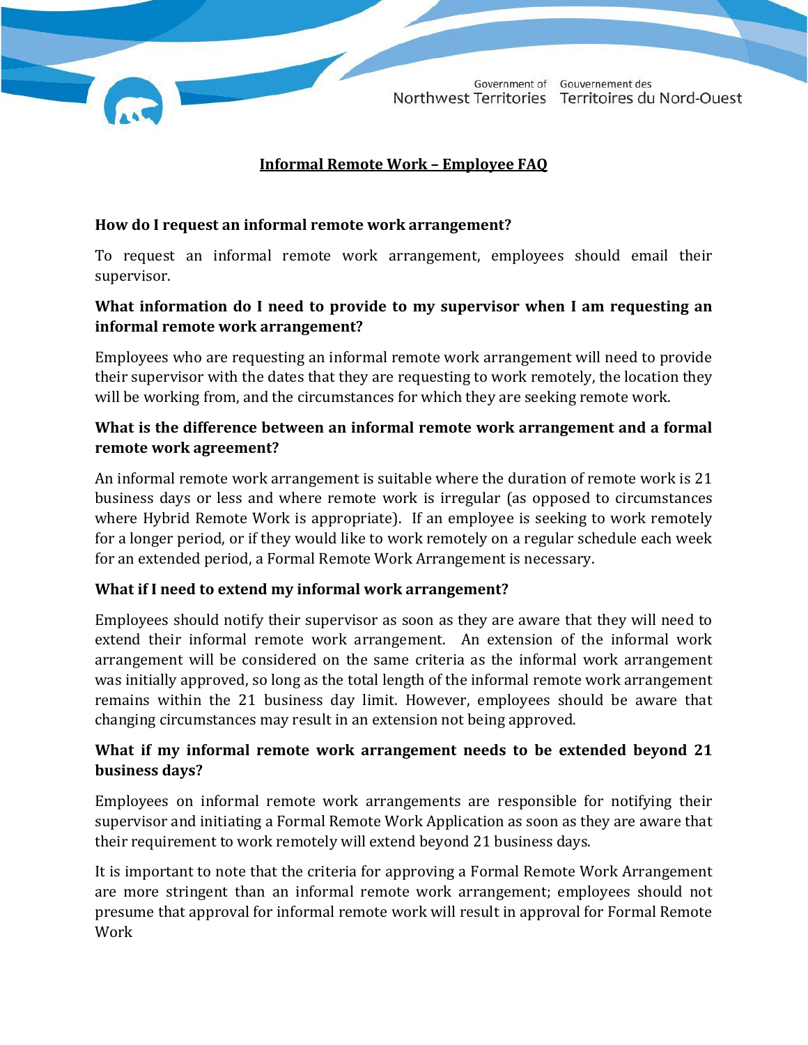Government of Northwest Territories | Gouvernement des Territoires du Nord-Ouest

# Informal Remote Work – Employee FAQ

**How do I request an informal remote work arrangement?**

To request an informal remote work arrangement, employees should email their supervisor.

**What information do I need to provide to my supervisor when I am requesting an informal remote work arrangement?**

Employees who are requesting an informal remote work arrangement will need to provide their supervisor with the dates that they are requesting to work remotely, the location they will be working from, and the circumstances for which they are seeking remote work.

**What is the difference between an informal remote work arrangement and a formal remote work agreement?**

An informal remote work arrangement is suitable where the duration of remote work is 21 business days or less and where remote work is irregular (as opposed to circumstances where Hybrid Remote Work is appropriate). If an employee is seeking to work remotely for a longer period, or if they would like to work remotely on a regular schedule each week for an extended period, a Formal Remote Work Arrangement is necessary.

**What if I need to extend my informal work arrangement?**

Employees should notify their supervisor as soon as they are aware that they will need to extend their informal remote work arrangement. An extension of the informal work arrangement will be considered on the same criteria as the informal work arrangement was initially approved, so long as the total length of the informal remote work arrangement remains within the 21 business day limit. However, employees should be aware that changing circumstances may result in an extension not being approved.

**What if my informal remote work arrangement needs to be extended beyond 21 business days?**

Employees on informal remote work arrangements are responsible for notifying their supervisor and initiating a Formal Remote Work Application as soon as they are aware that their requirement to work remotely will extend beyond 21 business days.

It is important to note that the criteria for approving a Formal Remote Work Arrangement are more stringent than an informal remote work arrangement; employees should not presume that approval for informal remote work will result in approval for Formal Remote Work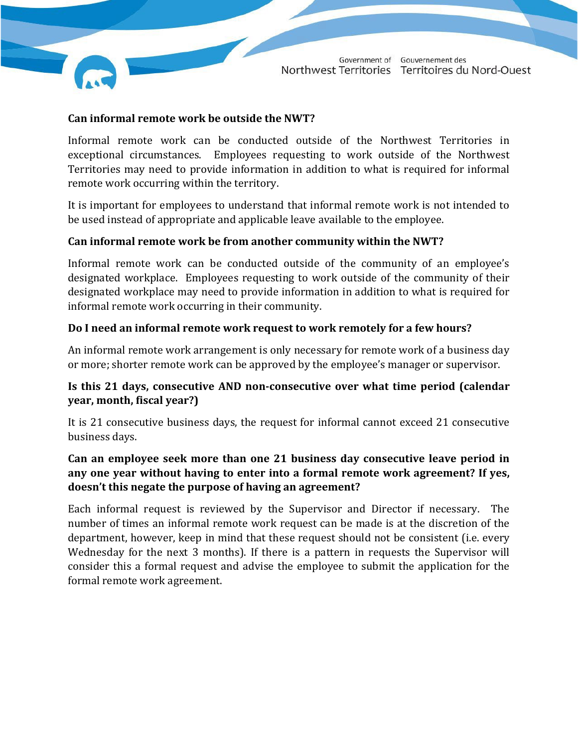**Can informal remote work be outside the NWT?**

Informal remote work can be conducted outside of the Northwest Territories in exceptional circumstances. Employees requesting to work outside of the Northwest Territories may need to provide information in addition to what is required for informal remote work occurring within the territory.

It is important for employees to understand that informal remote work is not intended to be used instead of appropriate and applicable leave available to the employee.

**Can informal remote work be from another community within the NWT?**

Informal remote work can be conducted outside of the community of an employee's designated workplace. Employees requesting to work outside of the community of their designated workplace may need to provide information in addition to what is required for informal remote work occurring in their community.

**Do I need an informal remote work request to work remotely for a few hours?**

An informal remote work arrangement is only necessary for remote work of a business day or more; shorter remote work can be approved by the employee's manager or supervisor.

**Is this 21 days, consecutive AND non-consecutive over what time period (calendar year, month, fiscal year?)**

It is 21 consecutive business days, the request for informal cannot exceed 21 consecutive business days.

**Can an employee seek more than one 21 business day consecutive leave period in any one year without having to enter into a formal remote work agreement? If yes, doesn't this negate the purpose of having an agreement?**

Each informal request is reviewed by the Supervisor and Director if necessary. The number of times an informal remote work request can be made is at the discretion of the department, however, keep in mind that these request should not be consistent (i.e. every Wednesday for the next 3 months). If there is a pattern in requests the Supervisor will consider this a formal request and advise the employee to submit the application for the formal remote work agreement.